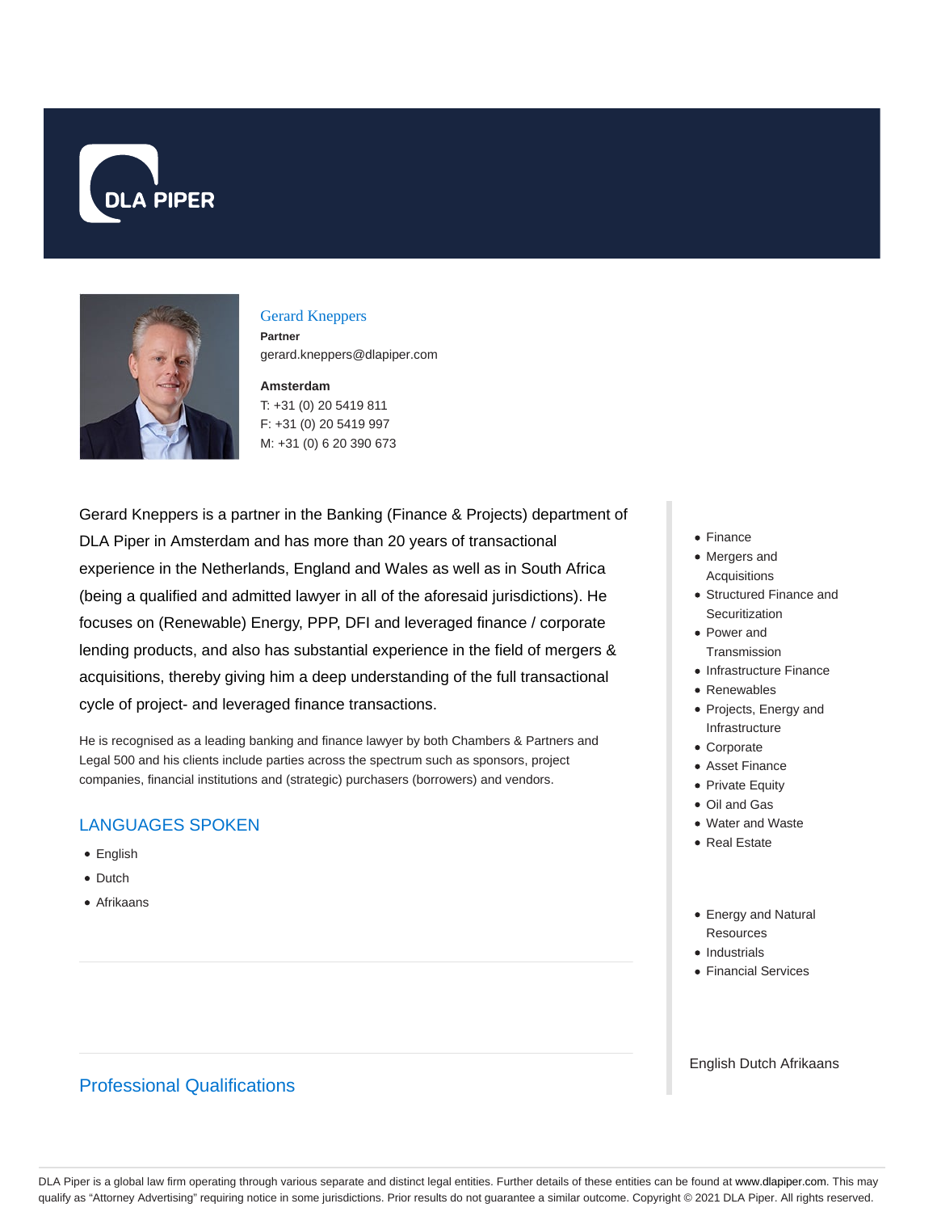DLA PIPER

## Gerard Kneppers

**Partner**

gerard.kneppers@dlapiper.com

**Amsterdam**

T: +31 (0) 20 5419 811
F: +31 (0) 20 5419 997
M: +31 (0) 6 20 390 673

Gerard Kneppers is a partner in the Banking (Finance & Projects) department of DLA Piper in Amsterdam and has more than 20 years of transactional experience in the Netherlands, England and Wales as well as in South Africa (being a qualified and admitted lawyer in all of the aforesaid jurisdictions). He focuses on (Renewable) Energy, PPP, DFI and leveraged finance / corporate lending products, and also has substantial experience in the field of mergers & acquisitions, thereby giving him a deep understanding of the full transactional cycle of project- and leveraged finance transactions.

He is recognised as a leading banking and finance lawyer by both Chambers & Partners and Legal 500 and his clients include parties across the spectrum such as sponsors, project companies, financial institutions and (strategic) purchasers (borrowers) and vendors.

### LANGUAGES SPOKEN

- English
- Dutch
- Afrikaans

### Professional Qualifications

- Finance
- Mergers and Acquisitions
- Structured Finance and Securitization
- Power and Transmission
- Infrastructure Finance
- Renewables
- Projects, Energy and Infrastructure
- Corporate
- Asset Finance
- Private Equity
- Oil and Gas
- Water and Waste
- Real Estate

- Energy and Natural Resources
- Industrials
- Financial Services

English Dutch Afrikaans

DLA Piper is a global law firm operating through various separate and distinct legal entities. Further details of these entities can be found at www.dlapiper.com. This may qualify as "Attorney Advertising" requiring notice in some jurisdictions. Prior results do not guarantee a similar outcome. Copyright © 2021 DLA Piper. All rights reserved.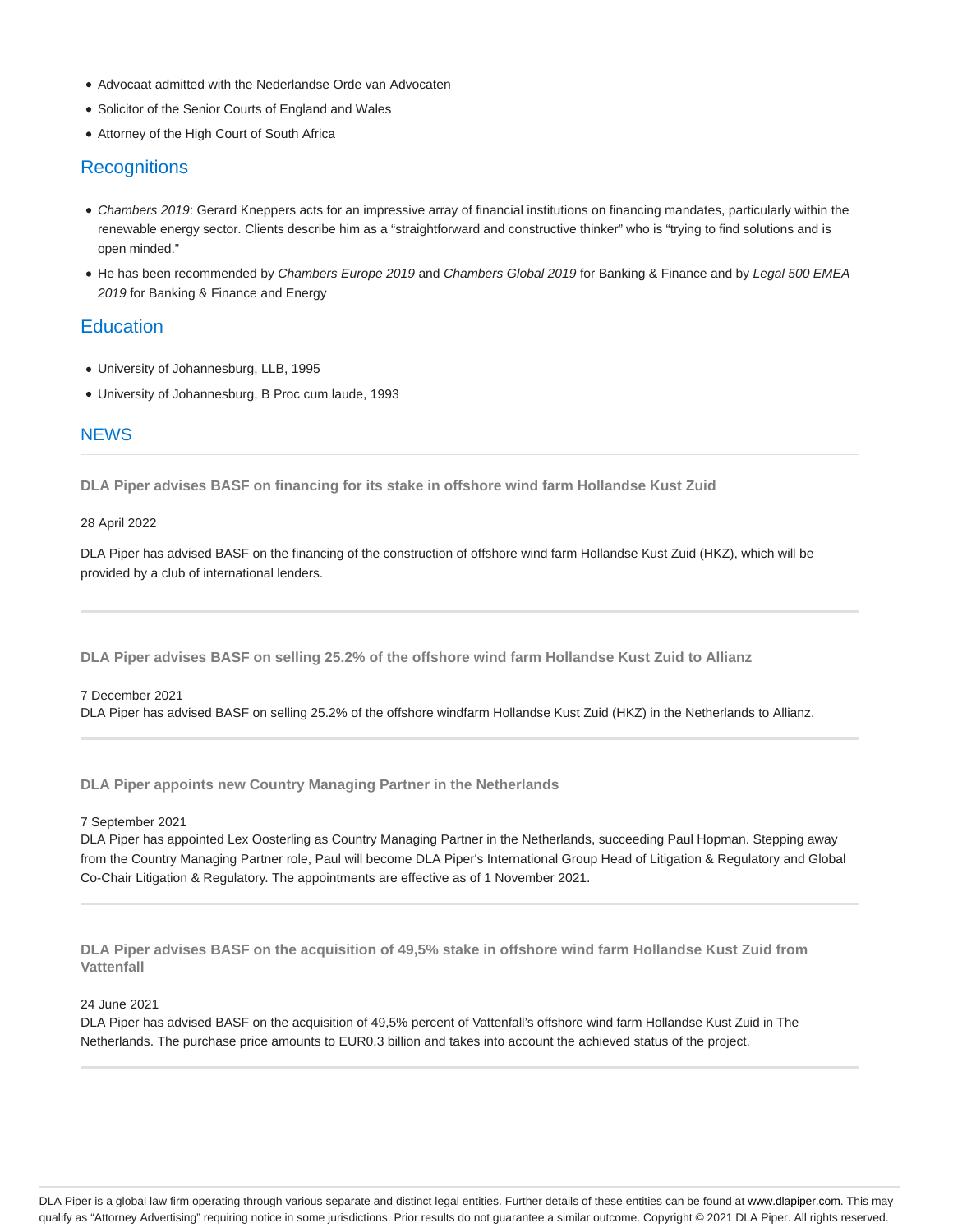- Advocaat admitted with the Nederlandse Orde van Advocaten
- Solicitor of the Senior Courts of England and Wales
- Attorney of the High Court of South Africa

## Recognitions

- *Chambers 2019*: Gerard Kneppers acts for an impressive array of financial institutions on financing mandates, particularly within the renewable energy sector. Clients describe him as a "straightforward and constructive thinker" who is "trying to find solutions and is open minded."
- He has been recommended by *Chambers Europe 2019* and *Chambers Global 2019* for Banking & Finance and by *Legal 500 EMEA 2019* for Banking & Finance and Energy

## Education

- University of Johannesburg, LLB, 1995
- University of Johannesburg, B Proc cum laude, 1993

## NEWS

### DLA Piper advises BASF on financing for its stake in offshore wind farm Hollandse Kust Zuid

28 April 2022

DLA Piper has advised BASF on the financing of the construction of offshore wind farm Hollandse Kust Zuid (HKZ), which will be provided by a club of international lenders.

### DLA Piper advises BASF on selling 25.2% of the offshore wind farm Hollandse Kust Zuid to Allianz

7 December 2021
DLA Piper has advised BASF on selling 25.2% of the offshore windfarm Hollandse Kust Zuid (HKZ) in the Netherlands to Allianz.

### DLA Piper appoints new Country Managing Partner in the Netherlands

7 September 2021
DLA Piper has appointed Lex Oosterling as Country Managing Partner in the Netherlands, succeeding Paul Hopman. Stepping away from the Country Managing Partner role, Paul will become DLA Piper's International Group Head of Litigation & Regulatory and Global Co-Chair Litigation & Regulatory. The appointments are effective as of 1 November 2021.

### DLA Piper advises BASF on the acquisition of 49,5% stake in offshore wind farm Hollandse Kust Zuid from Vattenfall

24 June 2021
DLA Piper has advised BASF on the acquisition of 49,5% percent of Vattenfall's offshore wind farm Hollandse Kust Zuid in The Netherlands. The purchase price amounts to EUR0,3 billion and takes into account the achieved status of the project.

DLA Piper is a global law firm operating through various separate and distinct legal entities. Further details of these entities can be found at www.dlapiper.com. This may qualify as "Attorney Advertising" requiring notice in some jurisdictions. Prior results do not guarantee a similar outcome. Copyright © 2021 DLA Piper. All rights reserved.